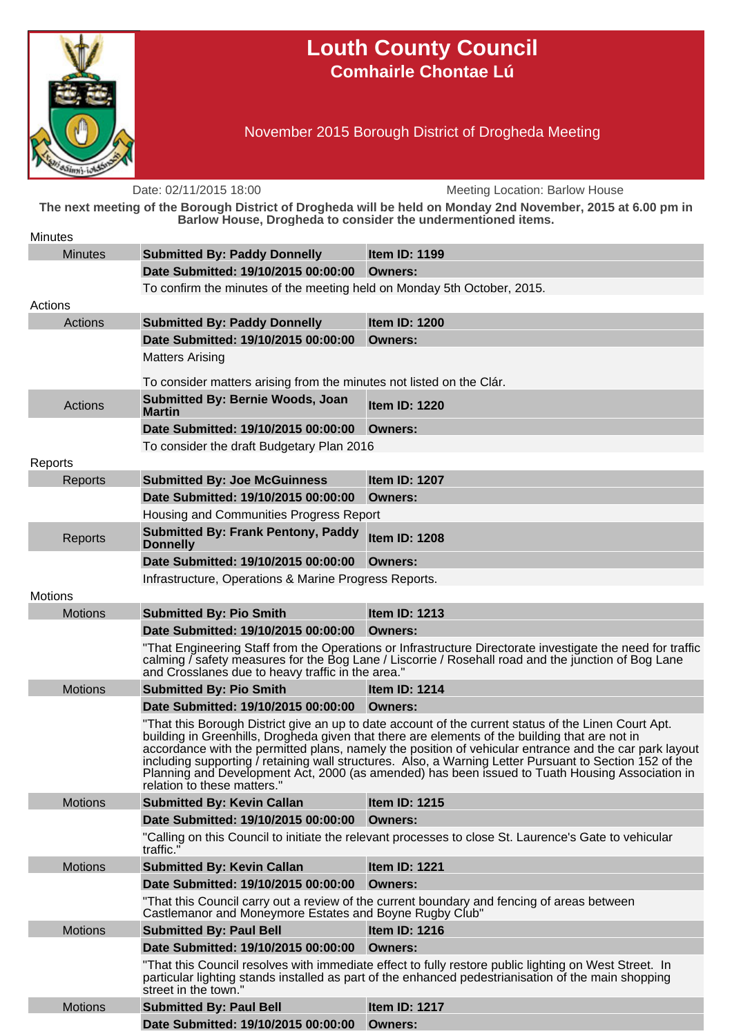# Louth County Council

## Comhairle Chontae Lú

### November 2015 Borough District of Drogheda Meeting

Date: 02/11/2015 18:00 | Meeting Location: Barlow House

**The next meeting of the Borough District of Drogheda will be held on Monday 2nd November, 2015 at 6.00 pm in Barlow House, Drogheda to consider the undermentioned items.**

## Minutes

| Minutes | **Submitted By: Paddy Donnelly** | **Item ID: 1199** |
|---|---|---|
| | **Date Submitted: 19/10/2015 00:00:00** | **Owners:** |
| | To confirm the minutes of the meeting held on Monday 5th October, 2015. | |

## Actions

| Actions | **Submitted By: Paddy Donnelly** | **Item ID: 1200** |
|---|---|---|
| | **Date Submitted: 19/10/2015 00:00:00** | **Owners:** |
| | Matters Arising<br><br>To consider matters arising from the minutes not listed on the Clár. | |
| Actions | **Submitted By: Bernie Woods, Joan Martin** | **Item ID: 1220** |
| | **Date Submitted: 19/10/2015 00:00:00** | **Owners:** |
| | To consider the draft Budgetary Plan 2016 | |

## Reports

| Reports | **Submitted By: Joe McGuinness** | **Item ID: 1207** |
|---|---|---|
| | **Date Submitted: 19/10/2015 00:00:00** | **Owners:** |
| | Housing and Communities Progress Report | |
| Reports | **Submitted By: Frank Pentony, Paddy Donnelly** | **Item ID: 1208** |
| | **Date Submitted: 19/10/2015 00:00:00** | **Owners:** |
| | Infrastructure, Operations & Marine Progress Reports. | |

## Motions

| Motions | **Submitted By: Pio Smith** | **Item ID: 1213** |
|---|---|---|
| | **Date Submitted: 19/10/2015 00:00:00** | **Owners:** |
| | "That Engineering Staff from the Operations or Infrastructure Directorate investigate the need for traffic calming / safety measures for the Bog Lane / Liscorrie / Rosehall road and the junction of Bog Lane and Crosslanes due to heavy traffic in the area." | |
| Motions | **Submitted By: Pio Smith** | **Item ID: 1214** |
| | **Date Submitted: 19/10/2015 00:00:00** | **Owners:** |
| | "That this Borough District give an up to date account of the current status of the Linen Court Apt. building in Greenhills, Drogheda given that there are elements of the building that are not in accordance with the permitted plans, namely the position of vehicular entrance and the car park layout including supporting / retaining wall structures. Also, a Warning Letter Pursuant to Section 152 of the Planning and Development Act, 2000 (as amended) has been issued to Tuath Housing Association in relation to these matters." | |
| Motions | **Submitted By: Kevin Callan** | **Item ID: 1215** |
| | **Date Submitted: 19/10/2015 00:00:00** | **Owners:** |
| | "Calling on this Council to initiate the relevant processes to close St. Laurence's Gate to vehicular traffic." | |
| Motions | **Submitted By: Kevin Callan** | **Item ID: 1221** |
| | **Date Submitted: 19/10/2015 00:00:00** | **Owners:** |
| | "That this Council carry out a review of the current boundary and fencing of areas between Castlemanor and Moneymore Estates and Boyne Rugby Club" | |
| Motions | **Submitted By: Paul Bell** | **Item ID: 1216** |
| | **Date Submitted: 19/10/2015 00:00:00** | **Owners:** |
| | "That this Council resolves with immediate effect to fully restore public lighting on West Street. In particular lighting stands installed as part of the enhanced pedestrianisation of the main shopping street in the town." | |
| Motions | **Submitted By: Paul Bell** | **Item ID: 1217** |
| | **Date Submitted: 19/10/2015 00:00:00** | **Owners:** |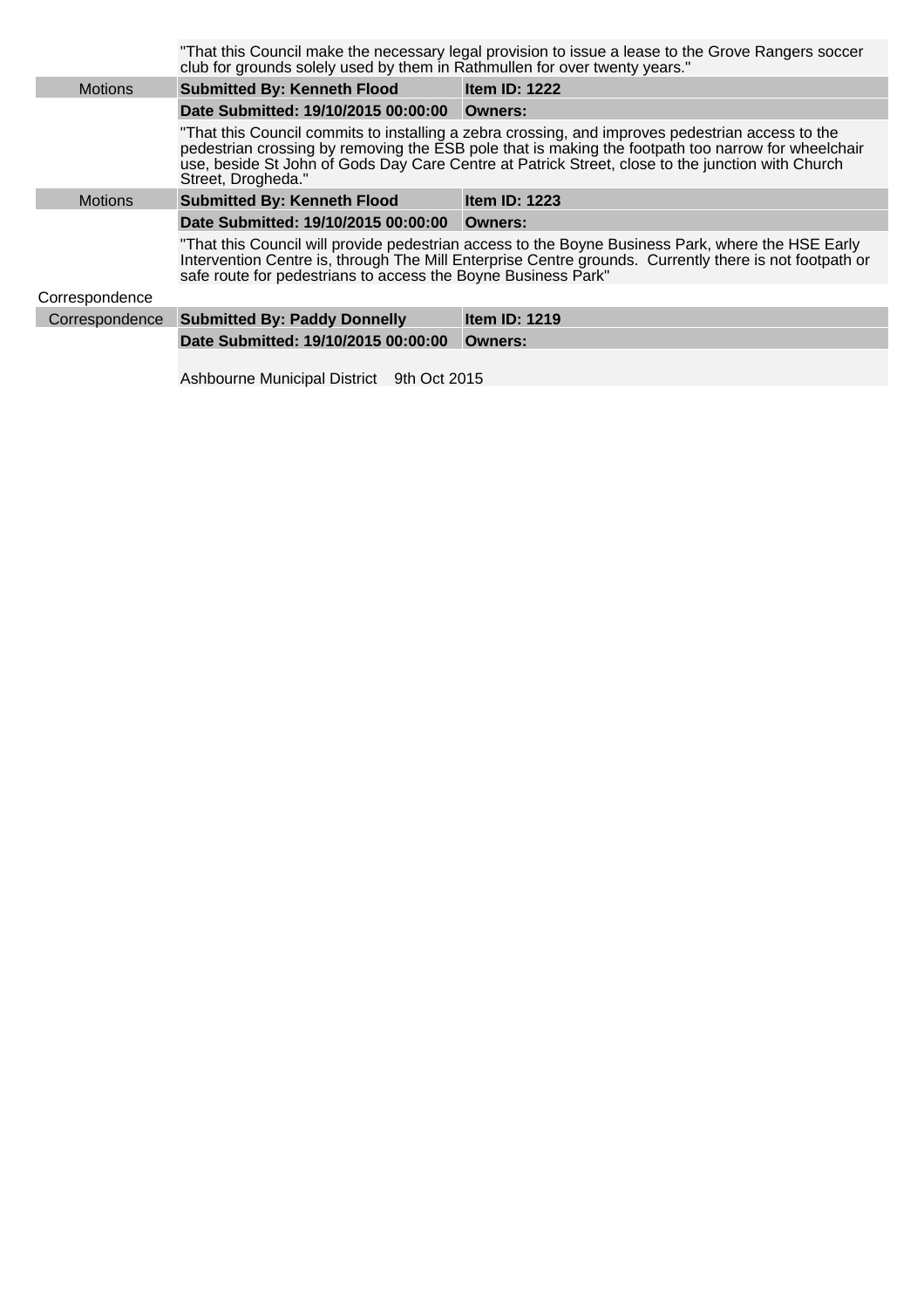"That this Council make the necessary legal provision to issue a lease to the Grove Rangers soccer club for grounds solely used by them in Rathmullen for over twenty years."

| | | |
|---|---|---|
| Motions | **Submitted By: Kenneth Flood** | **Item ID: 1222** |
| | **Date Submitted: 19/10/2015 00:00:00** | **Owners:** |

"That this Council commits to installing a zebra crossing, and improves pedestrian access to the pedestrian crossing by removing the ESB pole that is making the footpath too narrow for wheelchair use, beside St John of Gods Day Care Centre at Patrick Street, close to the junction with Church Street, Drogheda."

| | | |
|---|---|---|
| Motions | **Submitted By: Kenneth Flood** | **Item ID: 1223** |
| | **Date Submitted: 19/10/2015 00:00:00** | **Owners:** |

"That this Council will provide pedestrian access to the Boyne Business Park, where the HSE Early Intervention Centre is, through The Mill Enterprise Centre grounds. Currently there is not footpath or safe route for pedestrians to access the Boyne Business Park"

Correspondence

| | | |
|---|---|---|
| Correspondence | **Submitted By: Paddy Donnelly** | **Item ID: 1219** |
| | **Date Submitted: 19/10/2015 00:00:00** | **Owners:** |

Ashbourne Municipal District 9th Oct 2015